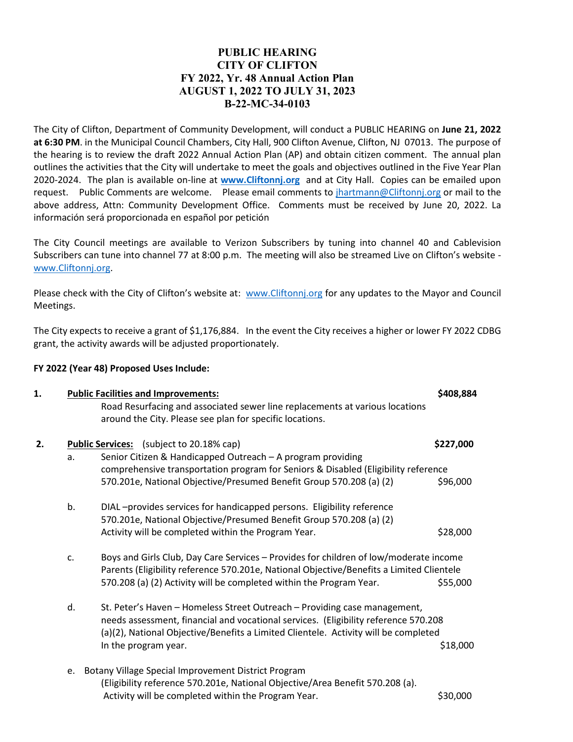# PUBLIC HEARING
# CITY OF CLIFTON
# FY 2022, Yr. 48 Annual Action Plan
# AUGUST 1, 2022 TO JULY 31, 2023
# B-22-MC-34-0103

The City of Clifton, Department of Community Development, will conduct a PUBLIC HEARING on **June 21, 2022 at 6:30 PM**. in the Municipal Council Chambers, City Hall, 900 Clifton Avenue, Clifton, NJ 07013. The purpose of the hearing is to review the draft 2022 Annual Action Plan (AP) and obtain citizen comment. The annual plan outlines the activities that the City will undertake to meet the goals and objectives outlined in the Five Year Plan 2020-2024. The plan is available on-line at **www.Cliftonnj.org** and at City Hall. Copies can be emailed upon request. Public Comments are welcome. Please email comments to jhartmann@Cliftonnj.org or mail to the above address, Attn: Community Development Office. Comments must be received by June 20, 2022. La información será proporcionada en español por petición

The City Council meetings are available to Verizon Subscribers by tuning into channel 40 and Cablevision Subscribers can tune into channel 77 at 8:00 p.m. The meeting will also be streamed Live on Clifton's website - www.Cliftonnj.org.

Please check with the City of Clifton's website at: www.Cliftonnj.org for any updates to the Mayor and Council Meetings.

The City expects to receive a grant of $1,176,884. In the event the City receives a higher or lower FY 2022 CDBG grant, the activity awards will be adjusted proportionately.

**FY 2022 (Year 48) Proposed Uses Include:**

**1. Public Facilities and Improvements:** **$408,884**

Road Resurfacing and associated sewer line replacements at various locations around the City. Please see plan for specific locations.

**2. Public Services:** (subject to 20.18% cap) **$227,000**

a. Senior Citizen & Handicapped Outreach – A program providing comprehensive transportation program for Seniors & Disabled (Eligibility reference 570.201e, National Objective/Presumed Benefit Group 570.208 (a) (2) $96,000

b. DIAL –provides services for handicapped persons. Eligibility reference 570.201e, National Objective/Presumed Benefit Group 570.208 (a) (2) Activity will be completed within the Program Year. $28,000

c. Boys and Girls Club, Day Care Services – Provides for children of low/moderate income Parents (Eligibility reference 570.201e, National Objective/Benefits a Limited Clientele 570.208 (a) (2) Activity will be completed within the Program Year. $55,000

d. St. Peter's Haven – Homeless Street Outreach – Providing case management, needs assessment, financial and vocational services. (Eligibility reference 570.208 (a)(2), National Objective/Benefits a Limited Clientele. Activity will be completed In the program year. $18,000

e. Botany Village Special Improvement District Program (Eligibility reference 570.201e, National Objective/Area Benefit 570.208 (a). Activity will be completed within the Program Year. $30,000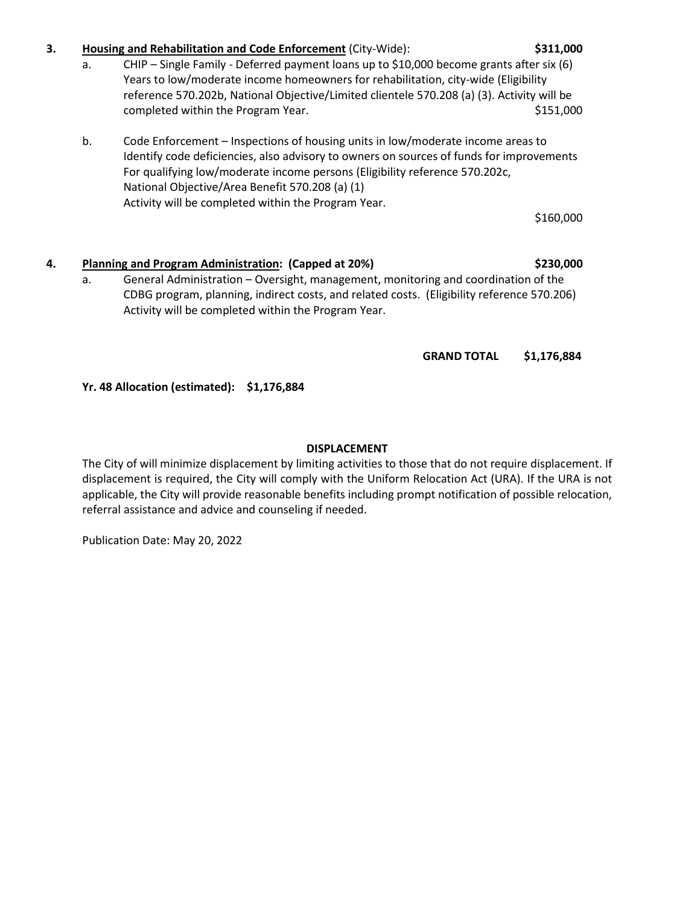3. **<u>Housing and Rehabilitation and Code Enforcement</u>** (City-Wide): **$311,000**

   a. CHIP – Single Family - Deferred payment loans up to $10,000 become grants after six (6) Years to low/moderate income homeowners for rehabilitation, city-wide (Eligibility reference 570.202b, National Objective/Limited clientele 570.208 (a) (3). Activity will be completed within the Program Year. $151,000

   b. Code Enforcement – Inspections of housing units in low/moderate income areas to Identify code deficiencies, also advisory to owners on sources of funds for improvements For qualifying low/moderate income persons (Eligibility reference 570.202c, National Objective/Area Benefit 570.208 (a) (1) Activity will be completed within the Program Year. $160,000

4. **<u>Planning and Program Administration</u>: (Capped at 20%)** **$230,000**

   a. General Administration – Oversight, management, monitoring and coordination of the CDBG program, planning, indirect costs, and related costs. (Eligibility reference 570.206) Activity will be completed within the Program Year.

**GRAND TOTAL $1,176,884**

**Yr. 48 Allocation (estimated): $1,176,884**

**DISPLACEMENT**

The City of will minimize displacement by limiting activities to those that do not require displacement. If displacement is required, the City will comply with the Uniform Relocation Act (URA). If the URA is not applicable, the City will provide reasonable benefits including prompt notification of possible relocation, referral assistance and advice and counseling if needed.

Publication Date: May 20, 2022